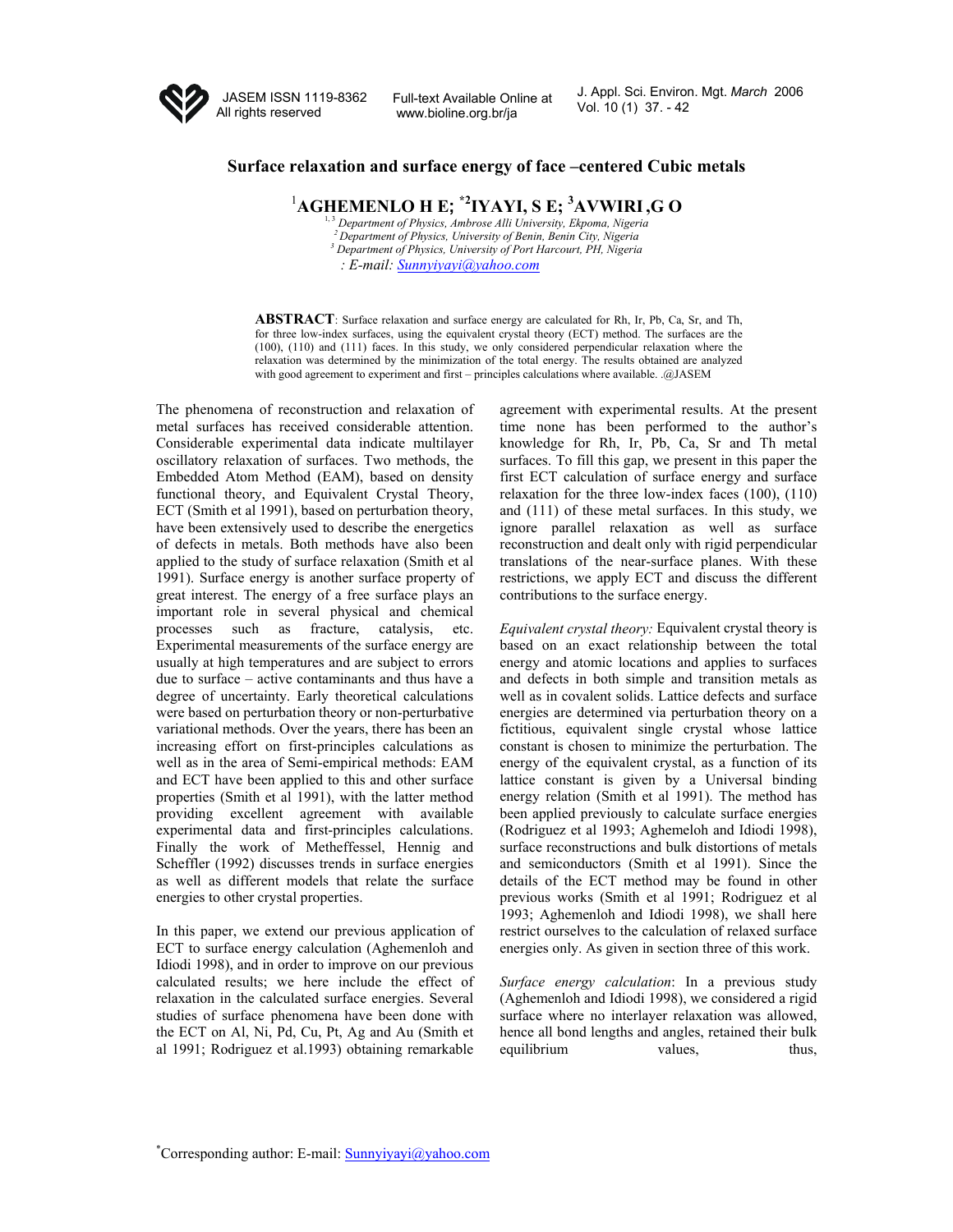# Surface relaxation and surface energy of face –centered Cubic metals

**[1]AGHEMENLO H E; [*2]IYAYI, S E; [3]AVWIRI ,G O**

*[1, 3] Department of Physics, Ambrose Alli University, Ekpoma, Nigeria*
*[2] Department of Physics, University of Benin, Benin City, Nigeria*
*[3] Department of Physics, University of Port Harcourt, PH, Nigeria*
*: E-mail: Sunnyiyayi@yahoo.com*

**ABSTRACT**: Surface relaxation and surface energy are calculated for Rh, Ir, Pb, Ca, Sr, and Th, for three low-index surfaces, using the equivalent crystal theory (ECT) method. The surfaces are the (100), (110) and (111) faces. In this study, we only considered perpendicular relaxation where the relaxation was determined by the minimization of the total energy. The results obtained are analyzed with good agreement to experiment and first – principles calculations where available. .@JASEM

The phenomena of reconstruction and relaxation of metal surfaces has received considerable attention. Considerable experimental data indicate multilayer oscillatory relaxation of surfaces. Two methods, the Embedded Atom Method (EAM), based on density functional theory, and Equivalent Crystal Theory, ECT (Smith et al 1991), based on perturbation theory, have been extensively used to describe the energetics of defects in metals. Both methods have also been applied to the study of surface relaxation (Smith et al 1991). Surface energy is another surface property of great interest. The energy of a free surface plays an important role in several physical and chemical processes such as fracture, catalysis, etc. Experimental measurements of the surface energy are usually at high temperatures and are subject to errors due to surface – active contaminants and thus have a degree of uncertainty. Early theoretical calculations were based on perturbation theory or non-perturbative variational methods. Over the years, there has been an increasing effort on first-principles calculations as well as in the area of Semi-empirical methods: EAM and ECT have been applied to this and other surface properties (Smith et al 1991), with the latter method providing excellent agreement with available experimental data and first-principles calculations. Finally the work of Metheffessel, Hennig and Scheffler (1992) discusses trends in surface energies as well as different models that relate the surface energies to other crystal properties.

In this paper, we extend our previous application of ECT to surface energy calculation (Aghemenloh and Idiodi 1998), and in order to improve on our previous calculated results; we here include the effect of relaxation in the calculated surface energies. Several studies of surface phenomena have been done with the ECT on Al, Ni, Pd, Cu, Pt, Ag and Au (Smith et al 1991; Rodriguez et al.1993) obtaining remarkable agreement with experimental results. At the present time none has been performed to the author's knowledge for Rh, Ir, Pb, Ca, Sr and Th metal surfaces. To fill this gap, we present in this paper the first ECT calculation of surface energy and surface relaxation for the three low-index faces (100), (110) and (111) of these metal surfaces. In this study, we ignore parallel relaxation as well as surface reconstruction and dealt only with rigid perpendicular translations of the near-surface planes. With these restrictions, we apply ECT and discuss the different contributions to the surface energy.

*Equivalent crystal theory:* Equivalent crystal theory is based on an exact relationship between the total energy and atomic locations and applies to surfaces and defects in both simple and transition metals as well as in covalent solids. Lattice defects and surface energies are determined via perturbation theory on a fictitious, equivalent single crystal whose lattice constant is chosen to minimize the perturbation. The energy of the equivalent crystal, as a function of its lattice constant is given by a Universal binding energy relation (Smith et al 1991). The method has been applied previously to calculate surface energies (Rodriguez et al 1993; Aghemeloh and Idiodi 1998), surface reconstructions and bulk distortions of metals and semiconductors (Smith et al 1991). Since the details of the ECT method may be found in other previous works (Smith et al 1991; Rodriguez et al 1993; Aghemenloh and Idiodi 1998), we shall here restrict ourselves to the calculation of relaxed surface energies only. As given in section three of this work.

*Surface energy calculation*: In a previous study (Aghemenloh and Idiodi 1998), we considered a rigid surface where no interlayer relaxation was allowed, hence all bond lengths and angles, retained their bulk equilibrium values, thus,

*Corresponding author: E-mail: Sunnyiyayi@yahoo.com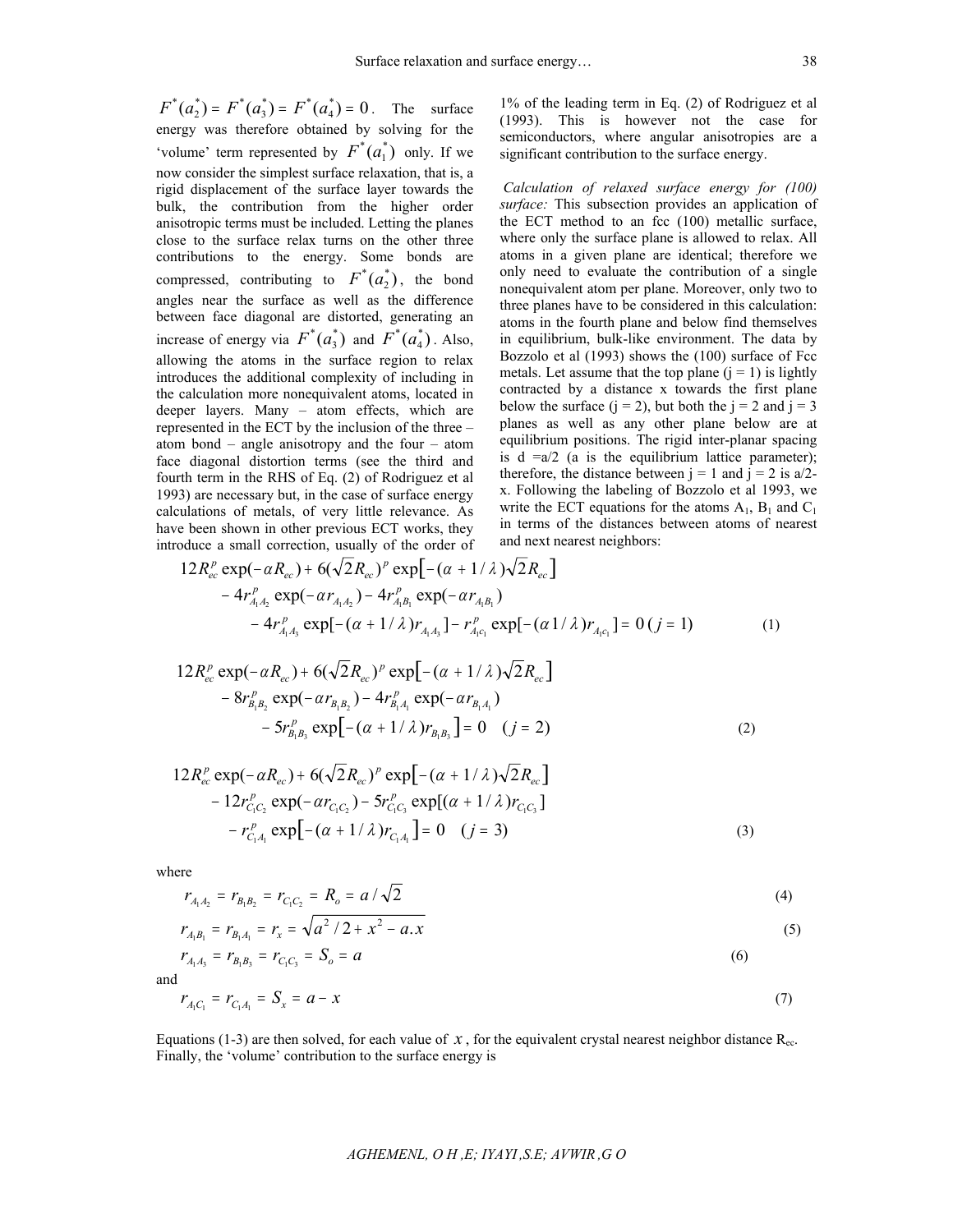$F^*(a_2^*) = F^*(a_3^*) = F^*(a_4^*) = 0$. The surface energy was therefore obtained by solving for the 'volume' term represented by $F^*(a_1^*)$ only. If we now consider the simplest surface relaxation, that is, a rigid displacement of the surface layer towards the bulk, the contribution from the higher order anisotropic terms must be included. Letting the planes close to the surface relax turns on the other three contributions to the energy. Some bonds are compressed, contributing to $F^*(a_2^*)$, the bond angles near the surface as well as the difference between face diagonal are distorted, generating an increase of energy via $F^*(a_3^*)$ and $F^*(a_4^*)$. Also, allowing the atoms in the surface region to relax introduces the additional complexity of including in the calculation more nonequivalent atoms, located in deeper layers. Many – atom effects, which are represented in the ECT by the inclusion of the three – atom bond – angle anisotropy and the four – atom face diagonal distortion terms (see the third and fourth term in the RHS of Eq. (2) of Rodriguez et al 1993) are necessary but, in the case of surface energy calculations of metals, of very little relevance. As have been shown in other previous ECT works, they introduce a small correction, usually of the order of 1% of the leading term in Eq. (2) of Rodriguez et al (1993). This is however not the case for semiconductors, where angular anisotropies are a significant contribution to the surface energy.

*Calculation of relaxed surface energy for (100) surface:* This subsection provides an application of the ECT method to an fcc (100) metallic surface, where only the surface plane is allowed to relax. All atoms in a given plane are identical; therefore we only need to evaluate the contribution of a single nonequivalent atom per plane. Moreover, only two to three planes have to be considered in this calculation: atoms in the fourth plane and below find themselves in equilibrium, bulk-like environment. The data by Bozzolo et al (1993) shows the (100) surface of Fcc metals. Let assume that the top plane (j = 1) is lightly contracted by a distance x towards the first plane below the surface (j = 2), but both the j = 2 and j = 3 planes as well as any other plane below are at equilibrium positions. The rigid inter-planar spacing is d =a/2 (a is the equilibrium lattice parameter); therefore, the distance between j = 1 and j = 2 is a/2-x. Following the labeling of Bozzolo et al 1993, we write the ECT equations for the atoms $A_1$, $B_1$ and $C_1$ in terms of the distances between atoms of nearest and next nearest neighbors:

$$
\begin{aligned}
&12R_{ec}^{p}\exp(-\alpha R_{ec}) + 6(\sqrt{2}R_{ec})^{p}\exp\left[-(\alpha + 1/\lambda)\sqrt{2}R_{ec}\right] \\
&\quad - 4r_{A_1A_2}^{p}\exp(-\alpha r_{A_1A_2}) - 4r_{A_1B_1}^{p}\exp(-\alpha r_{A_1B_1}) \\
&\quad\quad - 4r_{A_1A_3}^{p}\exp[-(\alpha + 1/\lambda)r_{A_1A_3}] - r_{A_1C_1}^{p}\exp[-(\alpha 1/\lambda)r_{A_1C_1}] = 0 \; (j = 1)
\end{aligned} \tag{1}
$$

$$
\begin{aligned}
&12R_{ec}^{p}\exp(-\alpha R_{ec}) + 6(\sqrt{2}R_{ec})^{p}\exp\left[-(\alpha + 1/\lambda)\sqrt{2}R_{ec}\right] \\
&\quad - 8r_{B_1B_2}^{p}\exp(-\alpha r_{B_1B_2}) - 4r_{B_1A_1}^{p}\exp(-\alpha r_{B_1A_1}) \\
&\quad\quad - 5r_{B_1B_3}^{p}\exp\left[-(\alpha + 1/\lambda)r_{B_1B_3}\right] = 0 \quad (j = 2)
\end{aligned} \tag{2}
$$

$$
\begin{aligned}
&12R_{ec}^{p}\exp(-\alpha R_{ec}) + 6(\sqrt{2}R_{ec})^{p}\exp\left[-(\alpha + 1/\lambda)\sqrt{2}R_{ec}\right] \\
&\quad - 12r_{C_1C_2}^{p}\exp(-\alpha r_{C_1C_2}) - 5r_{C_1C_3}^{p}\exp[(\alpha + 1/\lambda)r_{C_1C_3}] \\
&\quad - r_{C_1A_1}^{p}\exp\left[-(\alpha + 1/\lambda)r_{C_1A_1}\right] = 0 \quad (j = 3)
\end{aligned} \tag{3}
$$

where

$$r_{A_1A_2} = r_{B_1B_2} = r_{C_1C_2} = R_o = a/\sqrt{2} \tag{4}$$

$$r_{A_1B_1} = r_{B_1A_1} = r_x = \sqrt{a^2/2 + x^2 - a.x} \tag{5}$$

$$r_{A_1A_3} = r_{B_1B_3} = r_{C_1C_3} = S_o = a \tag{6}$$

and

$$r_{A_1C_1} = r_{C_1A_1} = S_x = a - x \tag{7}$$

Equations (1-3) are then solved, for each value of $x$, for the equivalent crystal nearest neighbor distance $R_{ec}$. Finally, the 'volume' contribution to the surface energy is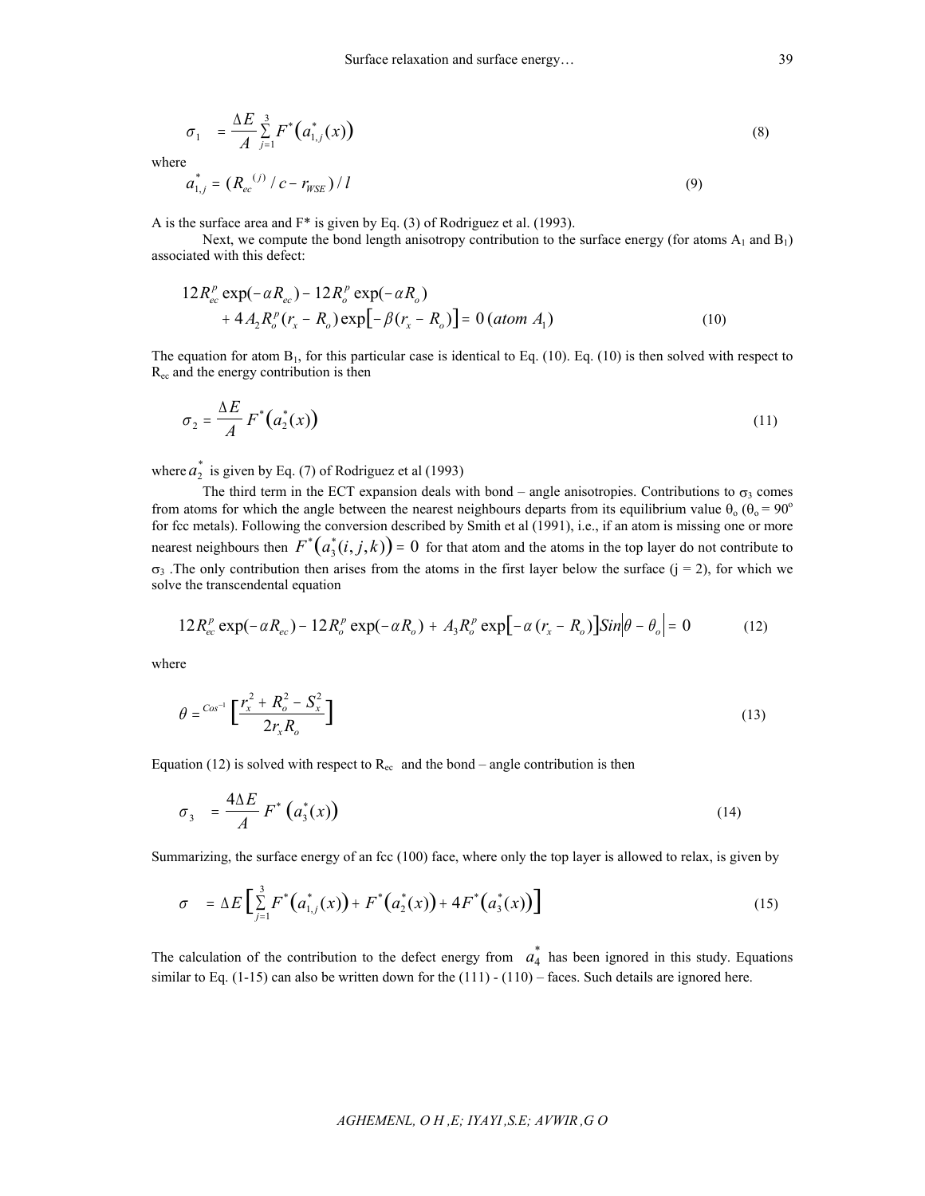$$\sigma_1 \quad = \frac{\Delta E}{A} \sum_{j=1}^{3} F^*\left(a_{1,j}^*(x)\right) \tag{8}$$

where

$$a_{1,j}^* = (R_{ec}{}^{(j)} / c - r_{WSE}) / l \tag{9}$$

A is the surface area and F* is given by Eq. (3) of Rodriguez et al. (1993).

Next, we compute the bond length anisotropy contribution to the surface energy (for atoms $A_1$ and $B_1$) associated with this defect:

$$\begin{aligned} &12R_{ec}^p \exp(-\alpha R_{ec}) - 12R_o^p \exp(-\alpha R_o) \\ &\quad + 4A_2 R_o^p (r_x - R_o) \exp\left[-\beta(r_x - R_o)\right] = 0 \, (atom\ A_1) \end{aligned} \tag{10}$$

The equation for atom $B_1$, for this particular case is identical to Eq. (10). Eq. (10) is then solved with respect to $R_{ec}$ and the energy contribution is then

$$\sigma_2 = \frac{\Delta E}{A} F^*\left(a_2^*(x)\right) \tag{11}$$

where $a_2^*$ is given by Eq. (7) of Rodriguez et al (1993)

The third term in the ECT expansion deals with bond – angle anisotropies. Contributions to $\sigma_3$ comes from atoms for which the angle between the nearest neighbours departs from its equilibrium value $\theta_o$ ($\theta_o = 90^o$ for fcc metals). Following the conversion described by Smith et al (1991), i.e., if an atom is missing one or more nearest neighbours then $F^*\left(a_3^*(i,j,k)\right) = 0$ for that atom and the atoms in the top layer do not contribute to $\sigma_3$ .The only contribution then arises from the atoms in the first layer below the surface (j = 2), for which we solve the transcendental equation

$$12R_{ec}^p \exp(-\alpha R_{ec}) - 12R_o^p \exp(-\alpha R_o) + A_3 R_o^p \exp\left[-\alpha\,(r_x - R_o)\right] Sin\left|\theta - \theta_o\right| = 0 \tag{12}$$

where

$$\theta = Cos^{-1}\left[\frac{r_x^2 + R_o^2 - S_x^2}{2r_x R_o}\right] \tag{13}$$

Equation (12) is solved with respect to $R_{ec}$ and the bond – angle contribution is then

$$\sigma_3 \quad = \frac{4\Delta E}{A} F^*\left(a_3^*(x)\right) \tag{14}$$

Summarizing, the surface energy of an fcc (100) face, where only the top layer is allowed to relax, is given by

$$\sigma \quad = \Delta E\left[\sum_{j=1}^{3} F^*\left(a_{1,j}^*(x)\right) + F^*\left(a_2^*(x)\right) + 4F^*\left(a_3^*(x)\right)\right] \tag{15}$$

The calculation of the contribution to the defect energy from $a_4^*$ has been ignored in this study. Equations similar to Eq. (1-15) can also be written down for the (111) - (110) – faces. Such details are ignored here.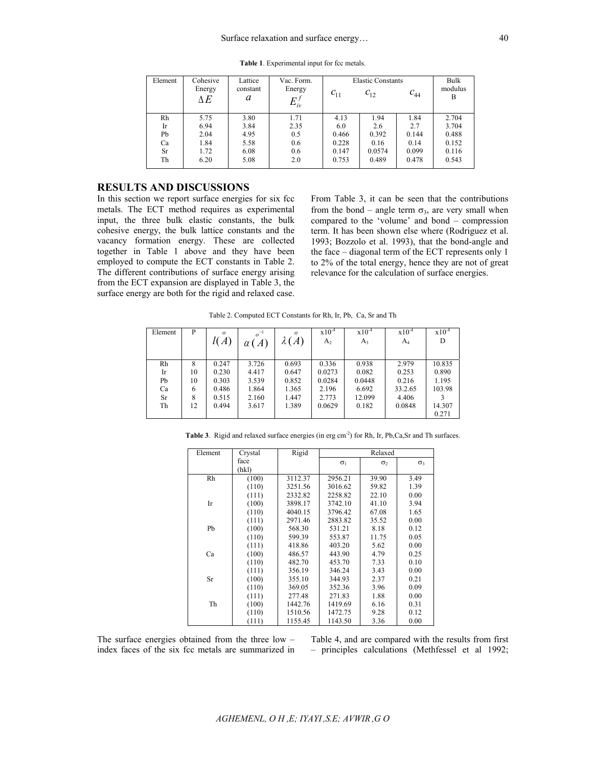**Table 1**. Experimental input for fcc metals.

| Element | Cohesive Energy $\Delta E$ | Lattice constant $a$ | Vac. Form. Energy $E_{iv}^{f}$ | Elastic Constants $c_{11}$ | $c_{12}$ | $c_{44}$ | Bulk modulus B |
|---|---|---|---|---|---|---|---|
| Rh | 5.75 | 3.80 | 1.71 | 4.13 | 1.94 | 1.84 | 2.704 |
| Ir | 6.94 | 3.84 | 2.35 | 6.0 | 2.6 | 2.7 | 3.704 |
| Pb | 2.04 | 4.95 | 0.5 | 0.466 | 0.392 | 0.144 | 0.488 |
| Ca | 1.84 | 5.58 | 0.6 | 0.228 | 0.16 | 0.14 | 0.152 |
| Sr | 1.72 | 6.08 | 0.6 | 0.147 | 0.0574 | 0.099 | 0.116 |
| Th | 6.20 | 5.08 | 2.0 | 0.753 | 0.489 | 0.478 | 0.543 |

## RESULTS AND DISCUSSIONS

In this section we report surface energies for six fcc metals. The ECT method requires as experimental input, the three bulk elastic constants, the bulk cohesive energy, the bulk lattice constants and the vacancy formation energy. These are collected together in Table 1 above and they have been employed to compute the ECT constants in Table 2. The different contributions of surface energy arising from the ECT expansion are displayed in Table 3, the surface energy are both for the rigid and relaxed case.

From Table 3, it can be seen that the contributions from the bond – angle term $\sigma_3$, are very small when compared to the 'volume' and bond – compression term. It has been shown else where (Rodriguez et al. 1993; Bozzolo et al. 1993), that the bond-angle and the face – diagonal term of the ECT represents only 1 to 2% of the total energy, hence they are not of great relevance for the calculation of surface energies.

Table 2. Computed ECT Constants for Rh, Ir, Pb, Ca, Sr and Th

| Element | P | $l(\overset{o}{A})$ | $\alpha(\overset{o}{A}^{-1})$ | $\lambda(\overset{o}{A})$ | $\times10^{-4}$ $A_2$ | $\times10^{-4}$ $A_3$ | $\times10^{-4}$ $A_4$ | $\times10^{-4}$ D |
|---|---|---|---|---|---|---|---|---|
| Rh | 8 | 0.247 | 3.726 | 0.693 | 0.336 | 0.938 | 2.979 | 10.835 |
| Ir | 10 | 0.230 | 4.417 | 0.647 | 0.0273 | 0.082 | 0.253 | 0.890 |
| Pb | 10 | 0.303 | 3.539 | 0.852 | 0.0284 | 0.0448 | 0.216 | 1.195 |
| Ca | 6 | 0.486 | 1.864 | 1.365 | 2.196 | 6.692 | 33.2.65 | 103.98 |
| Sr | 8 | 0.515 | 2.160 | 1.447 | 2.773 | 12.099 | 4.406 | 3 14.307 |
| Th | 12 | 0.494 | 3.617 | 1.389 | 0.0629 | 0.182 | 0.0848 | 0.271 |

**Table 3**. Rigid and relaxed surface energies (in erg cm$^{-2}$) for Rh, Ir, Pb,Ca,Sr and Th surfaces.

| Element | Crystal face (hkl) | Rigid | Relaxed $\sigma_1$ | $\sigma_2$ | $\sigma_3$ |
|---|---|---|---|---|---|
| Rh | (100) | 3112.37 | 2956.21 | 39.90 | 3.49 |
| | (110) | 3251.56 | 3016.62 | 59.82 | 1.39 |
| | (111) | 2332.82 | 2258.82 | 22.10 | 0.00 |
| Ir | (100) | 3898.17 | 3742.10 | 41.10 | 3.94 |
| | (110) | 4040.15 | 3796.42 | 67.08 | 1.65 |
| | (111) | 2971.46 | 2883.82 | 35.52 | 0.00 |
| Pb | (100) | 568.30 | 531.21 | 8.18 | 0.12 |
| | (110) | 599.39 | 553.87 | 11.75 | 0.05 |
| | (111) | 418.86 | 403.20 | 5.62 | 0.00 |
| Ca | (100) | 486.57 | 443.90 | 4.79 | 0.25 |
| | (110) | 482.70 | 453.70 | 7.33 | 0.10 |
| | (111) | 356.19 | 346.24 | 3.43 | 0.00 |
| Sr | (100) | 355.10 | 344.93 | 2.37 | 0.21 |
| | (110) | 369.05 | 352.36 | 3.96 | 0.09 |
| | (111) | 277.48 | 271.83 | 1.88 | 0.00 |
| Th | (100) | 1442.76 | 1419.69 | 6.16 | 0.31 |
| | (110) | 1510.56 | 1472.75 | 9.28 | 0.12 |
| | (111) | 1155.45 | 1143.50 | 3.36 | 0.00 |

The surface energies obtained from the three low – index faces of the six fcc metals are summarized in Table 4, and are compared with the results from first – principles calculations (Methfessel et al 1992;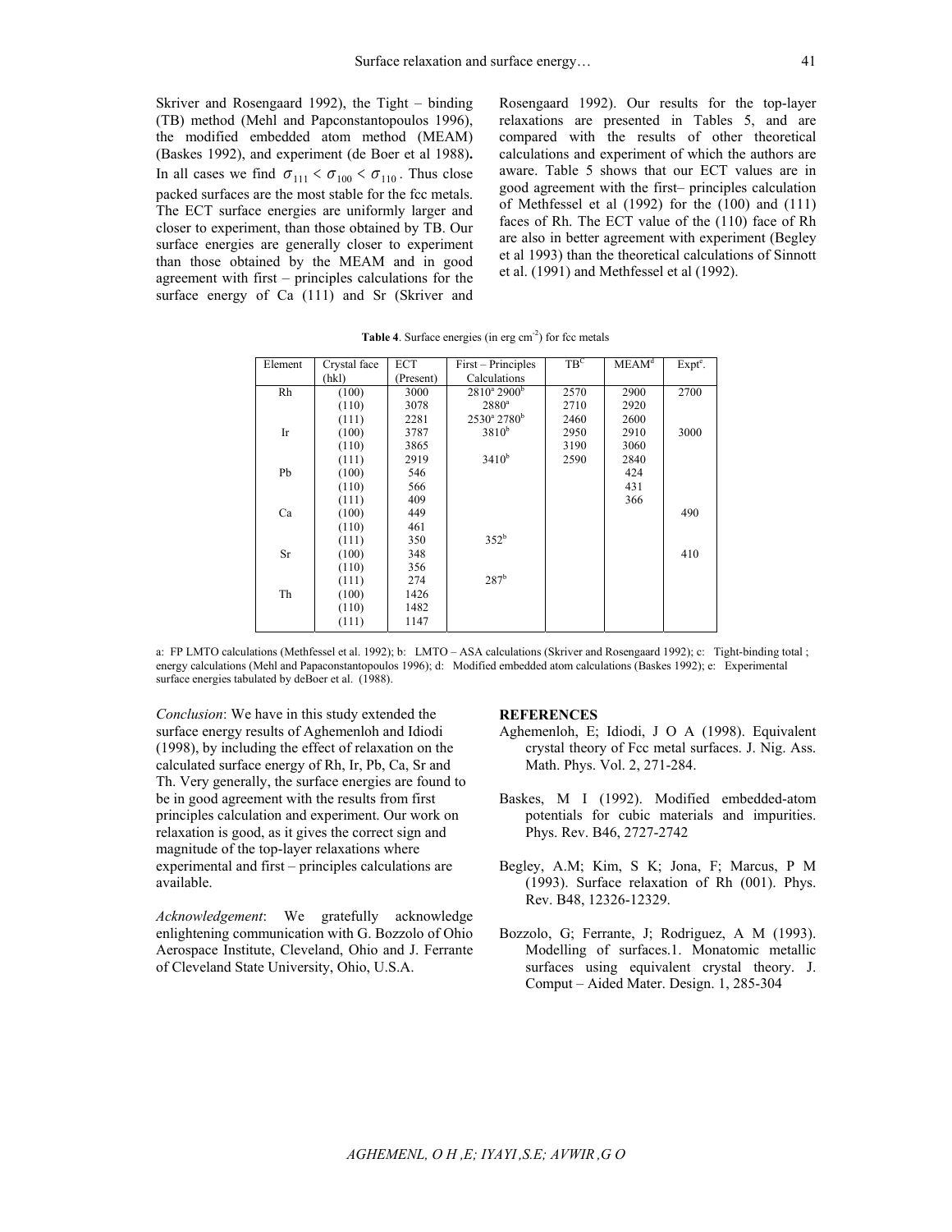Skriver and Rosengaard 1992), the Tight – binding (TB) method (Mehl and Papconstantopoulos 1996), the modified embedded atom method (MEAM) (Baskes 1992), and experiment (de Boer et al 1988**.** In all cases we find $\sigma_{111} < \sigma_{100} < \sigma_{110}$. Thus close packed surfaces are the most stable for the fcc metals. The ECT surface energies are uniformly larger and closer to experiment, than those obtained by TB. Our surface energies are generally closer to experiment than those obtained by the MEAM and in good agreement with first – principles calculations for the surface energy of Ca (111) and Sr (Skriver and Rosengaard 1992). Our results for the top-layer relaxations are presented in Tables 5, and are compared with the results of other theoretical calculations and experiment of which the authors are aware. Table 5 shows that our ECT values are in good agreement with the first– principles calculation of Methfessel et al (1992) for the (100) and (111) faces of Rh. The ECT value of the (110) face of Rh are also in better agreement with experiment (Begley et al 1993) than the theoretical calculations of Sinnott et al. (1991) and Methfessel et al (1992).

**Table 4**. Surface energies (in erg cm$^{-2}$) for fcc metals

| Element | Crystal face (hkl) | ECT (Present) | First – Principles Calculations | TB[c] | MEAM[d] | Expt[e]. |
|---|---|---|---|---|---|---|
| Rh | (100) | 3000 | 2810[a] 2900[b] | 2570 | 2900 | 2700 |
| | (110) | 3078 | 2880[a] | 2710 | 2920 | |
| | (111) | 2281 | 2530[a] 2780[b] | 2460 | 2600 | |
| Ir | (100) | 3787 | 3810[b] | 2950 | 2910 | 3000 |
| | (110) | 3865 | | 3190 | 3060 | |
| | (111) | 2919 | 3410[b] | 2590 | 2840 | |
| Pb | (100) | 546 | | | 424 | |
| | (110) | 566 | | | 431 | |
| | (111) | 409 | | | 366 | |
| Ca | (100) | 449 | | | | 490 |
| | (110) | 461 | | | | |
| | (111) | 350 | 352[b] | | | |
| Sr | (100) | 348 | | | | 410 |
| | (110) | 356 | | | | |
| | (111) | 274 | 287[b] | | | |
| Th | (100) | 1426 | | | | |
| | (110) | 1482 | | | | |
| | (111) | 1147 | | | | |

a: FP LMTO calculations (Methfessel et al. 1992); b: LMTO – ASA calculations (Skriver and Rosengaard 1992); c: Tight-binding total ; energy calculations (Mehl and Papaconstantopoulos 1996); d: Modified embedded atom calculations (Baskes 1992); e: Experimental surface energies tabulated by deBoer et al. (1988).

*Conclusion*: We have in this study extended the surface energy results of Aghemenloh and Idiodi (1998), by including the effect of relaxation on the calculated surface energy of Rh, Ir, Pb, Ca, Sr and Th. Very generally, the surface energies are found to be in good agreement with the results from first principles calculation and experiment. Our work on relaxation is good, as it gives the correct sign and magnitude of the top-layer relaxations where experimental and first – principles calculations are available.

*Acknowledgement*: We gratefully acknowledge enlightening communication with G. Bozzolo of Ohio Aerospace Institute, Cleveland, Ohio and J. Ferrante of Cleveland State University, Ohio, U.S.A.

**REFERENCES**

Aghemenloh, E; Idiodi, J O A (1998). Equivalent crystal theory of Fcc metal surfaces. J. Nig. Ass. Math. Phys. Vol. 2, 271-284.

Baskes, M I (1992). Modified embedded-atom potentials for cubic materials and impurities. Phys. Rev. B46, 2727-2742

Begley, A.M; Kim, S K; Jona, F; Marcus, P M (1993). Surface relaxation of Rh (001). Phys. Rev. B48, 12326-12329.

Bozzolo, G; Ferrante, J; Rodriguez, A M (1993). Modelling of surfaces.1. Monatomic metallic surfaces using equivalent crystal theory. J. Comput – Aided Mater. Design. 1, 285-304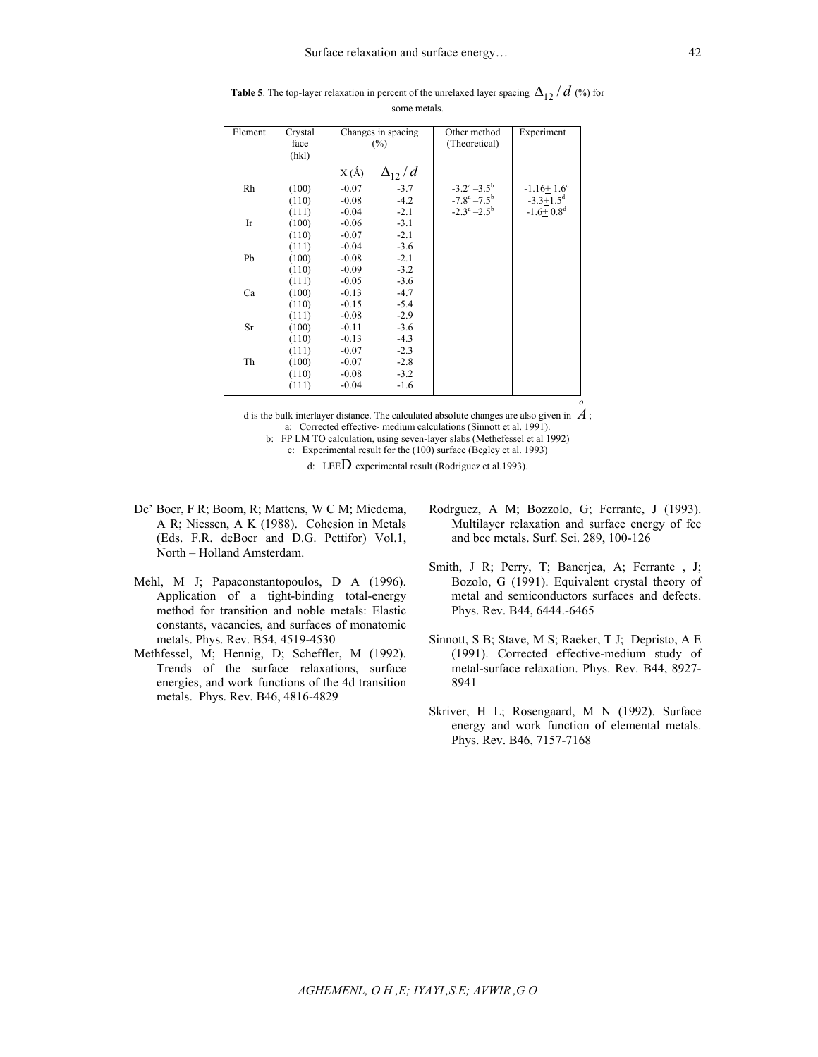**Table 5**. The top-layer relaxation in percent of the unrelaxed layer spacing $\Delta_{12}/d$ (%) for some metals.

| Element | Crystal face (hkl) | Changes in spacing (%) | | Other method (Theoretical) | Experiment |
|---|---|---|---|---|---|
| | | X (Å) | $\Delta_{12}/d$ | | |
| Rh | (100) | -0.07 | -3.7 | -3.2[a] –3.5[b] | -1.16± 1.6[c] |
| | (110) | -0.08 | -4.2 | -7.8[a] –7.5[b] | -3.3±1.5[d] |
| | (111) | -0.04 | -2.1 | -2.3[a] –2.5[b] | -1.6± 0.8[d] |
| Ir | (100) | -0.06 | -3.1 | | |
| | (110) | -0.07 | -2.1 | | |
| | (111) | -0.04 | -3.6 | | |
| Pb | (100) | -0.08 | -2.1 | | |
| | (110) | -0.09 | -3.2 | | |
| | (111) | -0.05 | -3.6 | | |
| Ca | (100) | -0.13 | -4.7 | | |
| | (110) | -0.15 | -5.4 | | |
| | (111) | -0.08 | -2.9 | | |
| Sr | (100) | -0.11 | -3.6 | | |
| | (110) | -0.13 | -4.3 | | |
| | (111) | -0.07 | -2.3 | | |
| Th | (100) | -0.07 | -2.8 | | |
| | (110) | -0.08 | -3.2 | | |
| | (111) | -0.04 | -1.6 | | |

d is the bulk interlayer distance. The calculated absolute changes are also given in $\overset{o}{A}$;

a: Corrected effective- medium calculations (Sinnott et al. 1991).

b: FP LM TO calculation, using seven-layer slabs (Methefessel et al 1992)

c: Experimental result for the (100) surface (Begley et al. 1993)

d: LEED experimental result (Rodriguez et al.1993).

De' Boer, F R; Boom, R; Mattens, W C M; Miedema, A R; Niessen, A K (1988). Cohesion in Metals (Eds. F.R. deBoer and D.G. Pettifor) Vol.1, North – Holland Amsterdam.

Mehl, M J; Papaconstantopoulos, D A (1996). Application of a tight-binding total-energy method for transition and noble metals: Elastic constants, vacancies, and surfaces of monatomic metals. Phys. Rev. B54, 4519-4530

Methfessel, M; Hennig, D; Scheffler, M (1992). Trends of the surface relaxations, surface energies, and work functions of the 4d transition metals. Phys. Rev. B46, 4816-4829

Rodrguez, A M; Bozzolo, G; Ferrante, J (1993). Multilayer relaxation and surface energy of fcc and bcc metals. Surf. Sci. 289, 100-126

Smith, J R; Perry, T; Banerjea, A; Ferrante , J; Bozolo, G (1991). Equivalent crystal theory of metal and semiconductors surfaces and defects. Phys. Rev. B44, 6444.-6465

Sinnott, S B; Stave, M S; Raeker, T J; Depristo, A E (1991). Corrected effective-medium study of metal-surface relaxation. Phys. Rev. B44, 8927-8941

Skriver, H L; Rosengaard, M N (1992). Surface energy and work function of elemental metals. Phys. Rev. B46, 7157-7168